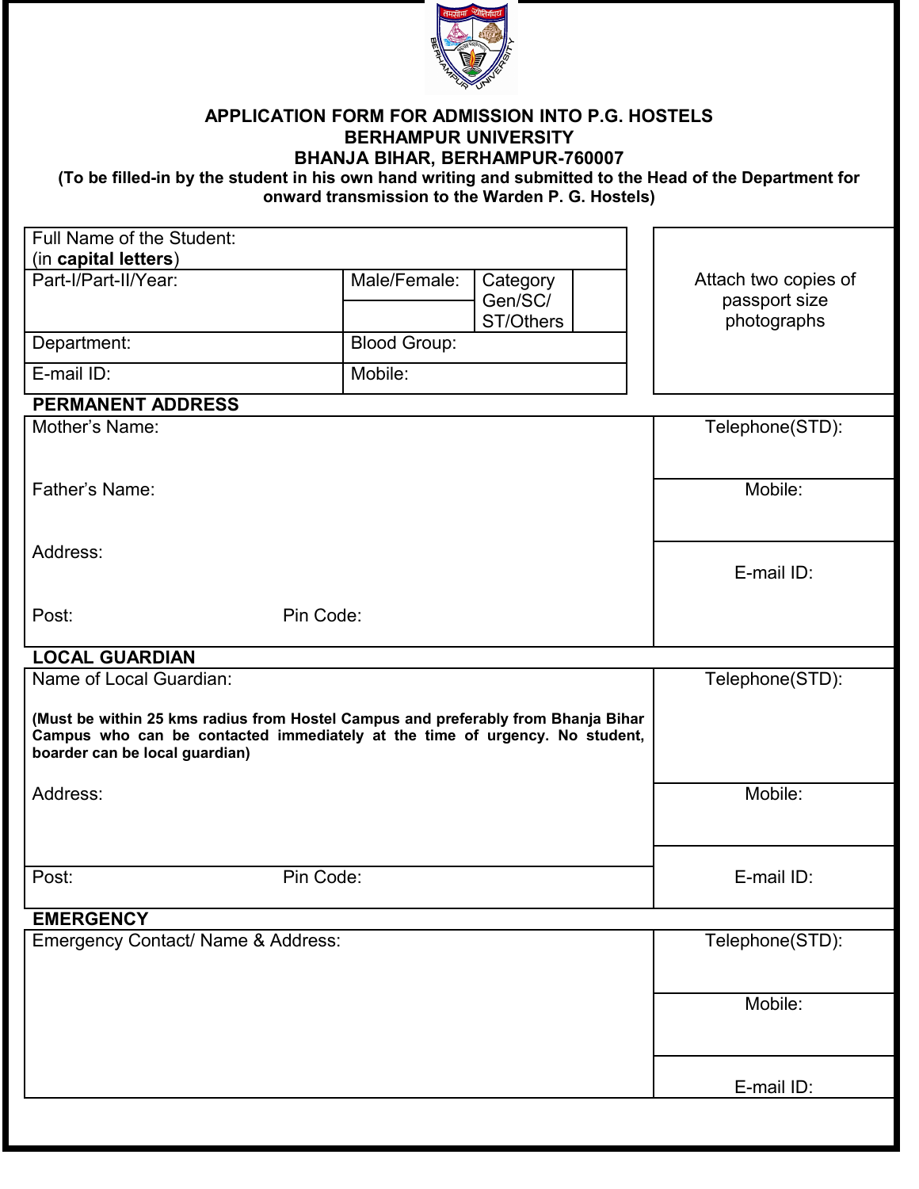# APPLICATION FORM FOR ADMISSION INTO P.G. HOSTELS
## BERHAMPUR UNIVERSITY
## BHANJA BIHAR, BERHAMPUR-760007

**(To be filled-in by the student in his own hand writing and submitted to the Head of the Department for onward transmission to the Warden P. G. Hostels)**

| Full Name of the Student: (in **capital letters**) | | | | Attach two copies of passport size photographs |
|---|---|---|---|---|
| Part-I/Part-II/Year: | Male/Female: | Category Gen/SC/ ST/Others | | |
| Department: | Blood Group: | | | |
| E-mail ID: | Mobile: | | | |

**PERMANENT ADDRESS**

| | |
|---|---|
| Mother's Name: | Telephone(STD): |
| Father's Name: | Mobile: |
| Address: | E-mail ID: |
| Post: Pin Code: | |

**LOCAL GUARDIAN**

| | |
|---|---|
| Name of Local Guardian: **(Must be within 25 kms radius from Hostel Campus and preferably from Bhanja Bihar Campus who can be contacted immediately at the time of urgency. No student, boarder can be local guardian)** | Telephone(STD): |
| Address: | Mobile: |
| Post: Pin Code: | E-mail ID: |

**EMERGENCY**

| | |
|---|---|
| Emergency Contact/ Name & Address: | Telephone(STD): |
| | Mobile: |
| | E-mail ID: |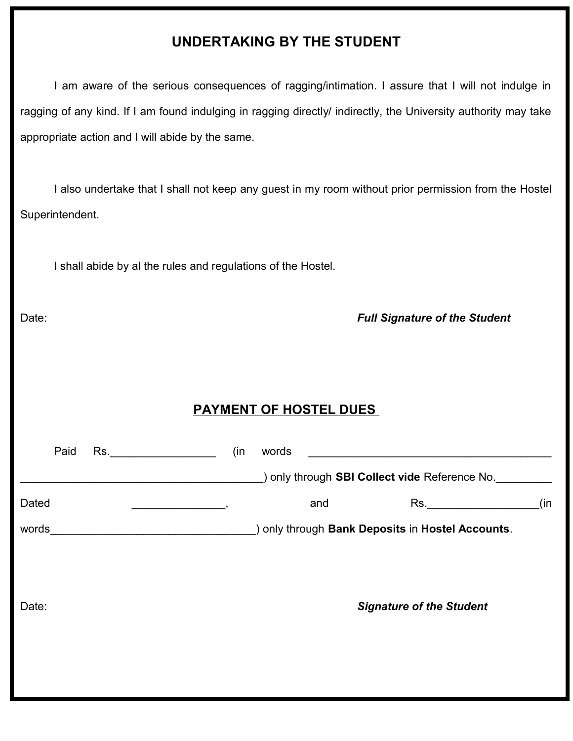## UNDERTAKING BY THE STUDENT

I am aware of the serious consequences of ragging/intimation. I assure that I will not indulge in ragging of any kind. If I am found indulging in ragging directly/ indirectly, the University authority may take appropriate action and I will abide by the same.

I also undertake that I shall not keep any guest in my room without prior permission from the Hostel Superintendent.

I shall abide by al the rules and regulations of the Hostel.

Date: ***Full Signature of the Student***

## PAYMENT OF HOSTEL DUES

Paid Rs._________________ (in words ________________________________________ ________________________________________) only through **SBI Collect vide** Reference No._________ Dated _______________, and Rs.__________________(in words__________________________________) only through **Bank Deposits** in **Hostel Accounts**.

Date: ***Signature of the Student***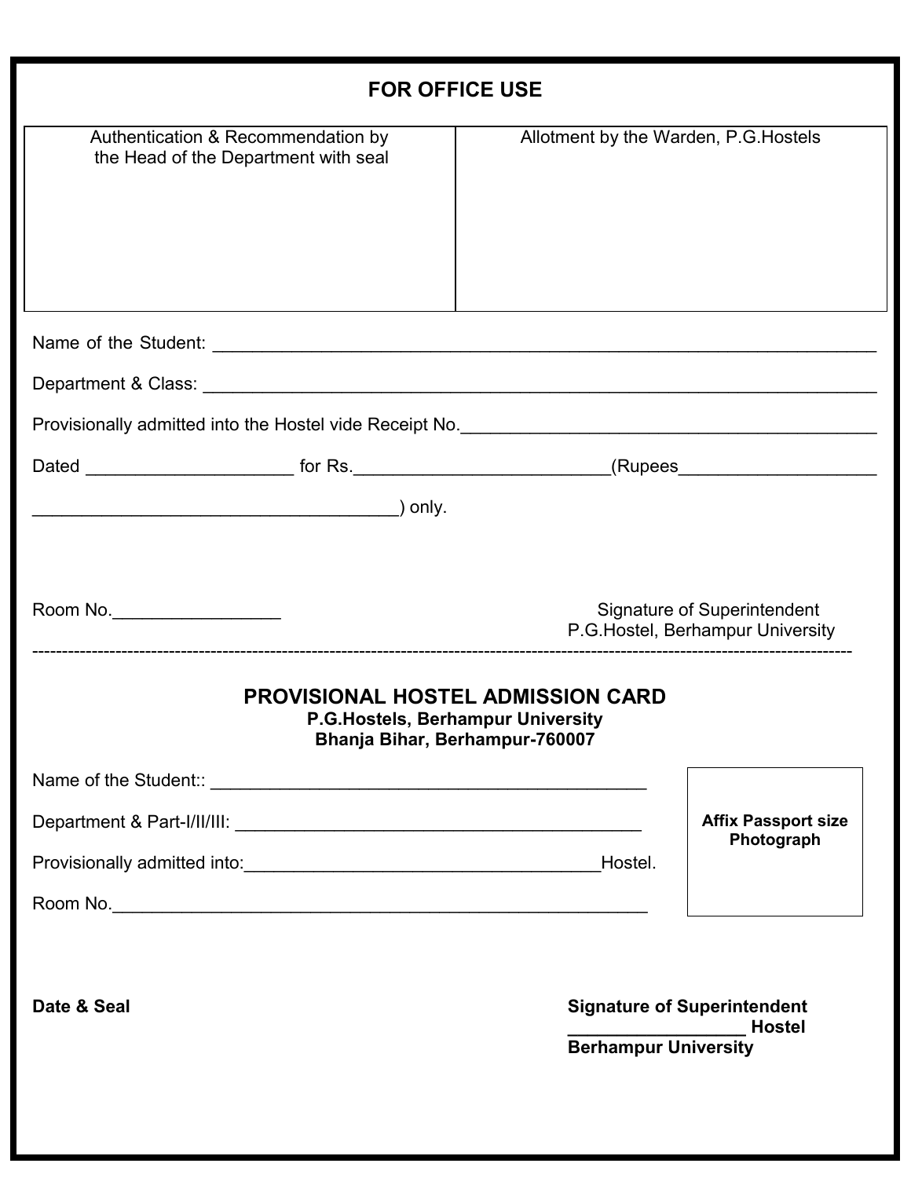## FOR OFFICE USE

| Authentication & Recommendation by the Head of the Department with seal | Allotment by the Warden, P.G.Hostels |
| --- | --- |
| | |

Name of the Student: ______________________________________________________________

Department & Class: _______________________________________________________________

Provisionally admitted into the Hostel vide Receipt No.___________________________________

Dated ____________________ for Rs.________________________(Rupees___________________

____________________________________) only.

Room No.________________

Signature of Superintendent
P.G.Hostel, Berhampur University

---

## PROVISIONAL HOSTEL ADMISSION CARD

**P.G.Hostels, Berhampur University**
**Bhanja Bihar, Berhampur-760007**

Name of the Student:: ____________________________________________

Department & Part-I/II/III: _________________________________________

Provisionally admitted into:___________________________________Hostel.

Room No.______________________________________________________

**Affix Passport size Photograph**

**Date & Seal**

**Signature of Superintendent**
**_________________ Hostel**
**Berhampur University**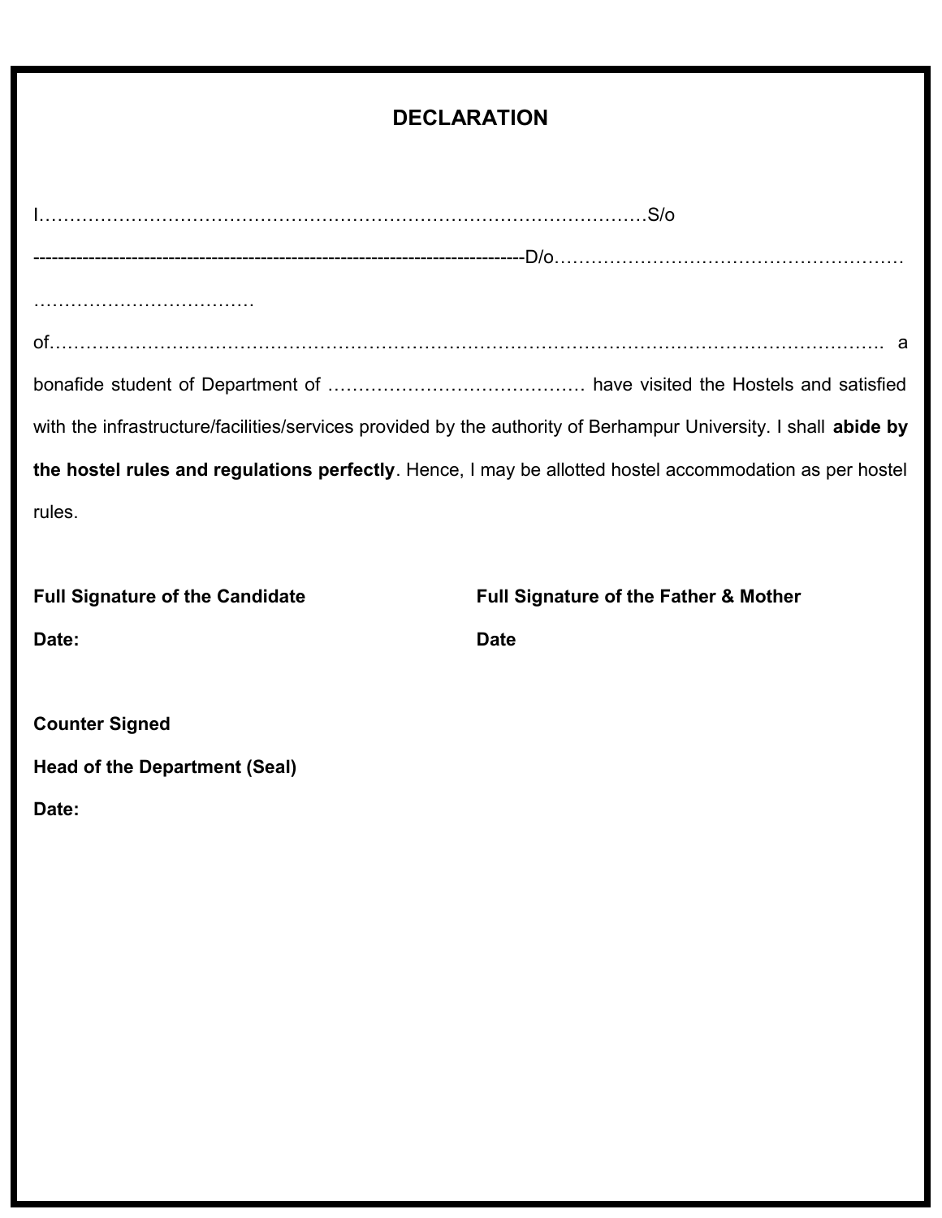# DECLARATION

I…………………………………………………………………………………………S/o

---------------------------------------------------------------------------------D/o……………………………………………………

………………………………

of…………………………………………………………………………………………………………………. a bonafide student of Department of …………………………………… have visited the Hostels and satisfied with the infrastructure/facilities/services provided by the authority of Berhampur University. I shall **abide by the hostel rules and regulations perfectly**. Hence, I may be allotted hostel accommodation as per hostel rules.

**Full Signature of the Candidate**

**Date:**

**Full Signature of the Father & Mother**

**Date**

**Counter Signed**

**Head of the Department (Seal)**

**Date:**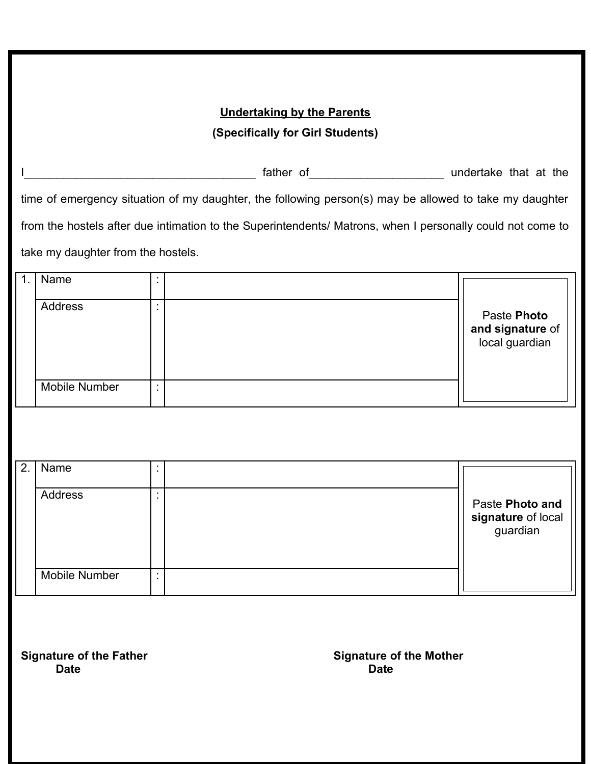**<u>Undertaking by the Parents</u>**

**(Specifically for Girl Students)**

I______________________________________ father of______________________ undertake that at the time of emergency situation of my daughter, the following person(s) may be allowed to take my daughter from the hostels after due intimation to the Superintendents/ Matrons, when I personally could not come to take my daughter from the hostels.

| 1. | Name | : | | Paste **Photo and signature** of local guardian |
|---|---|---|---|---|
| | Address | : | | |
| | Mobile Number | : | | |

| 2. | Name | : | | Paste **Photo and signature** of local guardian |
|---|---|---|---|---|
| | Address | : | | |
| | Mobile Number | : | | |

**Signature of the Father**
**Date**

**Signature of the Mother**
**Date**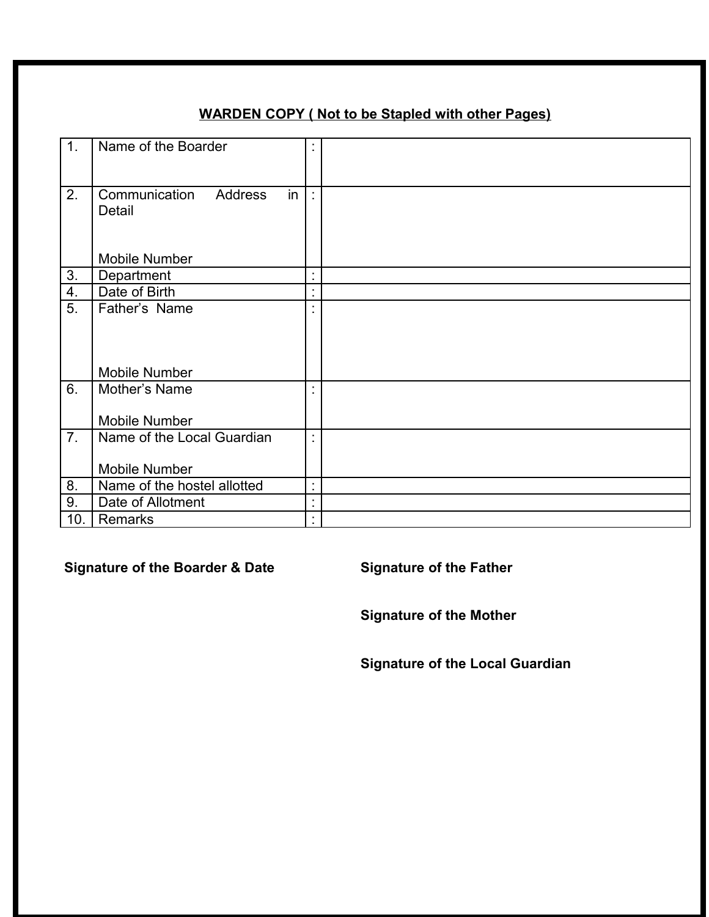**<u>WARDEN COPY ( Not to be Stapled with other Pages)</u>**

| | | | |
|---|---|---|---|
| 1. | Name of the Boarder | : | |
| 2. | Communication Address in Detail<br><br>Mobile Number | : | |
| 3. | Department | : | |
| 4. | Date of Birth | : | |
| 5. | Father's Name<br><br>Mobile Number | : | |
| 6. | Mother's Name<br><br>Mobile Number | : | |
| 7. | Name of the Local Guardian<br><br>Mobile Number | : | |
| 8. | Name of the hostel allotted | : | |
| 9. | Date of Allotment | : | |
| 10. | Remarks | : | |

**Signature of the Boarder & Date**

**Signature of the Father**

**Signature of the Mother**

**Signature of the Local Guardian**